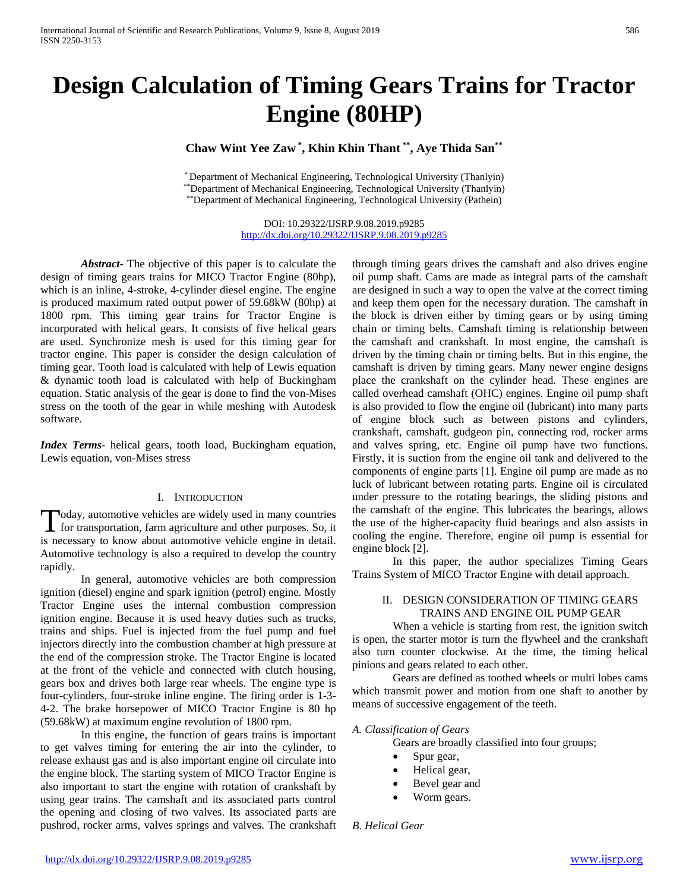# Design Calculation of Timing Gears Trains for Tractor Engine (80HP)

**Chaw Wint Yee Zaw [*], Khin Khin Thant [**], Aye Thida San [**]**

[*] Department of Mechanical Engineering, Technological University (Thanlyin)
[**] Department of Mechanical Engineering, Technological University (Thanlyin)
[**] Department of Mechanical Engineering, Technological University (Pathein)

DOI: 10.29322/IJSRP.9.08.2019.p9285
http://dx.doi.org/10.29322/IJSRP.9.08.2019.p9285

***Abstract***- The objective of this paper is to calculate the design of timing gears trains for MICO Tractor Engine (80hp), which is an inline, 4-stroke, 4-cylinder diesel engine. The engine is produced maximum rated output power of 59.68kW (80hp) at 1800 rpm. This timing gear trains for Tractor Engine is incorporated with helical gears. It consists of five helical gears are used. Synchronize mesh is used for this timing gear for tractor engine. This paper is consider the design calculation of timing gear. Tooth load is calculated with help of Lewis equation & dynamic tooth load is calculated with help of Buckingham equation. Static analysis of the gear is done to find the von-Mises stress on the tooth of the gear in while meshing with Autodesk software.

***Index Terms***- helical gears, tooth load, Buckingham equation, Lewis equation, von-Mises stress

## I. Introduction

Today, automotive vehicles are widely used in many countries for transportation, farm agriculture and other purposes. So, it is necessary to know about automotive vehicle engine in detail. Automotive technology is also a required to develop the country rapidly.

In general, automotive vehicles are both compression ignition (diesel) engine and spark ignition (petrol) engine. Mostly Tractor Engine uses the internal combustion compression ignition engine. Because it is used heavy duties such as trucks, trains and ships. Fuel is injected from the fuel pump and fuel injectors directly into the combustion chamber at high pressure at the end of the compression stroke. The Tractor Engine is located at the front of the vehicle and connected with clutch housing, gears box and drives both large rear wheels. The engine type is four-cylinders, four-stroke inline engine. The firing order is 1-3-4-2. The brake horsepower of MICO Tractor Engine is 80 hp (59.68kW) at maximum engine revolution of 1800 rpm.

In this engine, the function of gears trains is important to get valves timing for entering the air into the cylinder, to release exhaust gas and is also important engine oil circulate into the engine block. The starting system of MICO Tractor Engine is also important to start the engine with rotation of crankshaft by using gear trains. The camshaft and its associated parts control the opening and closing of two valves. Its associated parts are pushrod, rocker arms, valves springs and valves. The crankshaft through timing gears drives the camshaft and also drives engine oil pump shaft. Cams are made as integral parts of the camshaft are designed in such a way to open the valve at the correct timing and keep them open for the necessary duration. The camshaft in the block is driven either by timing gears or by using timing chain or timing belts. Camshaft timing is relationship between the camshaft and crankshaft. In most engine, the camshaft is driven by the timing chain or timing belts. But in this engine, the camshaft is driven by timing gears. Many newer engine designs place the crankshaft on the cylinder head. These engines are called overhead camshaft (OHC) engines. Engine oil pump shaft is also provided to flow the engine oil (lubricant) into many parts of engine block such as between pistons and cylinders, crankshaft, camshaft, gudgeon pin, connecting rod, rocker arms and valves spring, etc. Engine oil pump have two functions. Firstly, it is suction from the engine oil tank and delivered to the components of engine parts [1]. Engine oil pump are made as no luck of lubricant between rotating parts. Engine oil is circulated under pressure to the rotating bearings, the sliding pistons and the camshaft of the engine. This lubricates the bearings, allows the use of the higher-capacity fluid bearings and also assists in cooling the engine. Therefore, engine oil pump is essential for engine block [2].

In this paper, the author specializes Timing Gears Trains System of MICO Tractor Engine with detail approach.

## II. Design Consideration of Timing Gears Trains and Engine Oil Pump Gear

When a vehicle is starting from rest, the ignition switch is open, the starter motor is turn the flywheel and the crankshaft also turn counter clockwise. At the time, the timing helical pinions and gears related to each other.

Gears are defined as toothed wheels or multi lobes cams which transmit power and motion from one shaft to another by means of successive engagement of the teeth.

### *A. Classification of Gears*

Gears are broadly classified into four groups;

- Spur gear,
- Helical gear,
- Bevel gear and
- Worm gears.

### *B. Helical Gear*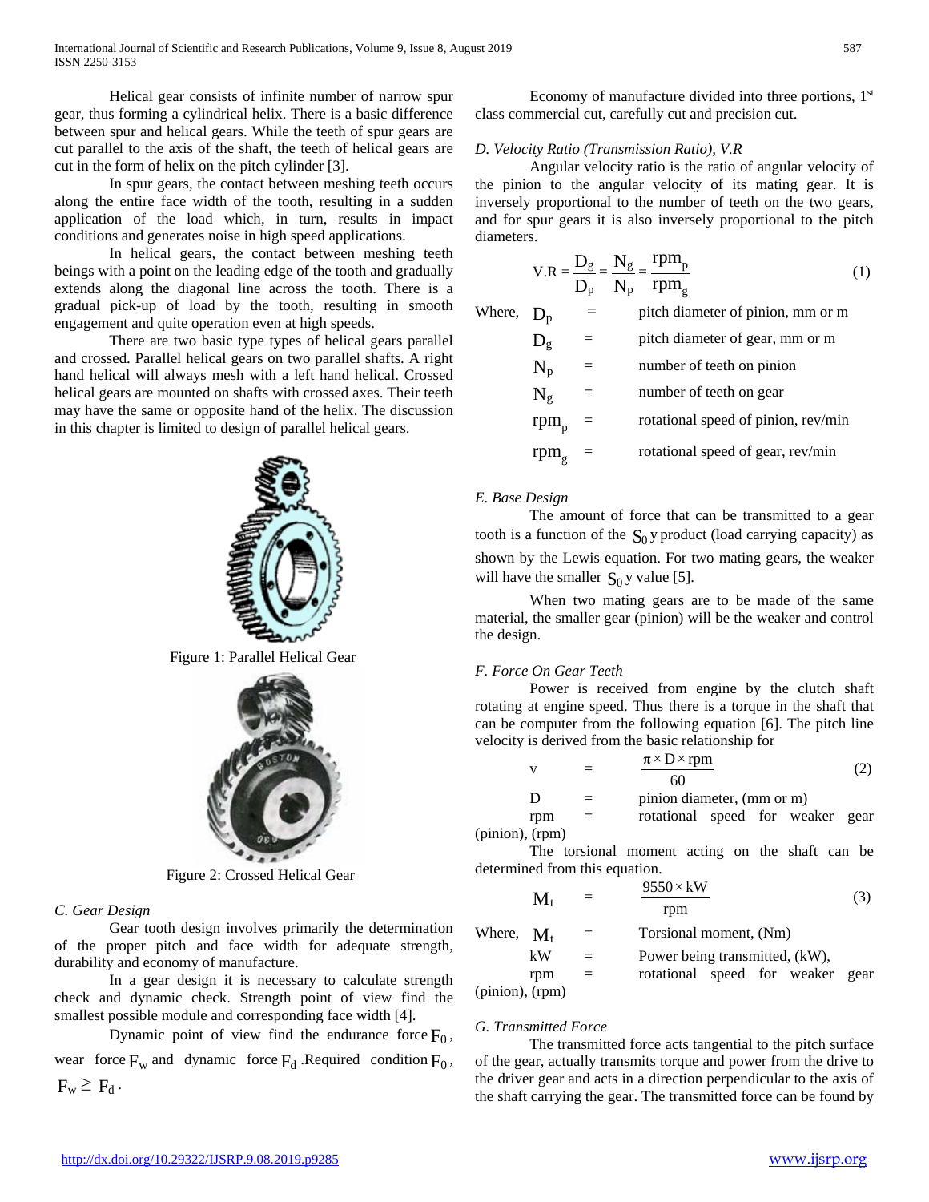Helical gear consists of infinite number of narrow spur gear, thus forming a cylindrical helix. There is a basic difference between spur and helical gears. While the teeth of spur gears are cut parallel to the axis of the shaft, the teeth of helical gears are cut in the form of helix on the pitch cylinder [3].

In spur gears, the contact between meshing teeth occurs along the entire face width of the tooth, resulting in a sudden application of the load which, in turn, results in impact conditions and generates noise in high speed applications.

In helical gears, the contact between meshing teeth beings with a point on the leading edge of the tooth and gradually extends along the diagonal line across the tooth. There is a gradual pick-up of load by the tooth, resulting in smooth engagement and quite operation even at high speeds.

There are two basic type types of helical gears parallel and crossed. Parallel helical gears on two parallel shafts. A right hand helical will always mesh with a left hand helical. Crossed helical gears are mounted on shafts with crossed axes. Their teeth may have the same or opposite hand of the helix. The discussion in this chapter is limited to design of parallel helical gears.

Figure 1: Parallel Helical Gear

Figure 2: Crossed Helical Gear

*C. Gear Design*

Gear tooth design involves primarily the determination of the proper pitch and face width for adequate strength, durability and economy of manufacture.

In a gear design it is necessary to calculate strength check and dynamic check. Strength point of view find the smallest possible module and corresponding face width [4].

Dynamic point of view find the endurance force $F_0$, wear force $F_w$ and dynamic force $F_d$. Required condition $F_0$, $F_w \geq F_d$.

Economy of manufacture divided into three portions, 1st class commercial cut, carefully cut and precision cut.

*D. Velocity Ratio (Transmission Ratio), V.R*

Angular velocity ratio is the ratio of angular velocity of the pinion to the angular velocity of its mating gear. It is inversely proportional to the number of teeth on the two gears, and for spur gears it is also inversely proportional to the pitch diameters.

$$V.R = \frac{D_g}{D_p} = \frac{N_g}{N_p} = \frac{rpm_p}{rpm_g} \tag{1}$$

Where,
- $D_p$ = pitch diameter of pinion, mm or m
- $D_g$ = pitch diameter of gear, mm or m
- $N_p$ = number of teeth on pinion
- $N_g$ = number of teeth on gear
- $rpm_p$ = rotational speed of pinion, rev/min
- $rpm_g$ = rotational speed of gear, rev/min

*E. Base Design*

The amount of force that can be transmitted to a gear tooth is a function of the $S_0\,y$ product (load carrying capacity) as shown by the Lewis equation. For two mating gears, the weaker will have the smaller $S_0\,y$ value [5].

When two mating gears are to be made of the same material, the smaller gear (pinion) will be the weaker and control the design.

*F. Force On Gear Teeth*

Power is received from engine by the clutch shaft rotating at engine speed. Thus there is a torque in the shaft that can be computer from the following equation [6]. The pitch line velocity is derived from the basic relationship for

$$v = \frac{\pi \times D \times rpm}{60} \tag{2}$$

- D = pinion diameter, (mm or m)
- rpm = rotational speed for weaker gear (pinion), (rpm)

The torsional moment acting on the shaft can be determined from this equation.

$$M_t = \frac{9550 \times kW}{rpm} \tag{3}$$

Where,
- $M_t$ = Torsional moment, (Nm)
- kW = Power being transmitted, (kW),
- rpm = rotational speed for weaker gear (pinion), (rpm)

*G. Transmitted Force*

The transmitted force acts tangential to the pitch surface of the gear, actually transmits torque and power from the drive to the driver gear and acts in a direction perpendicular to the axis of the shaft carrying the gear. The transmitted force can be found by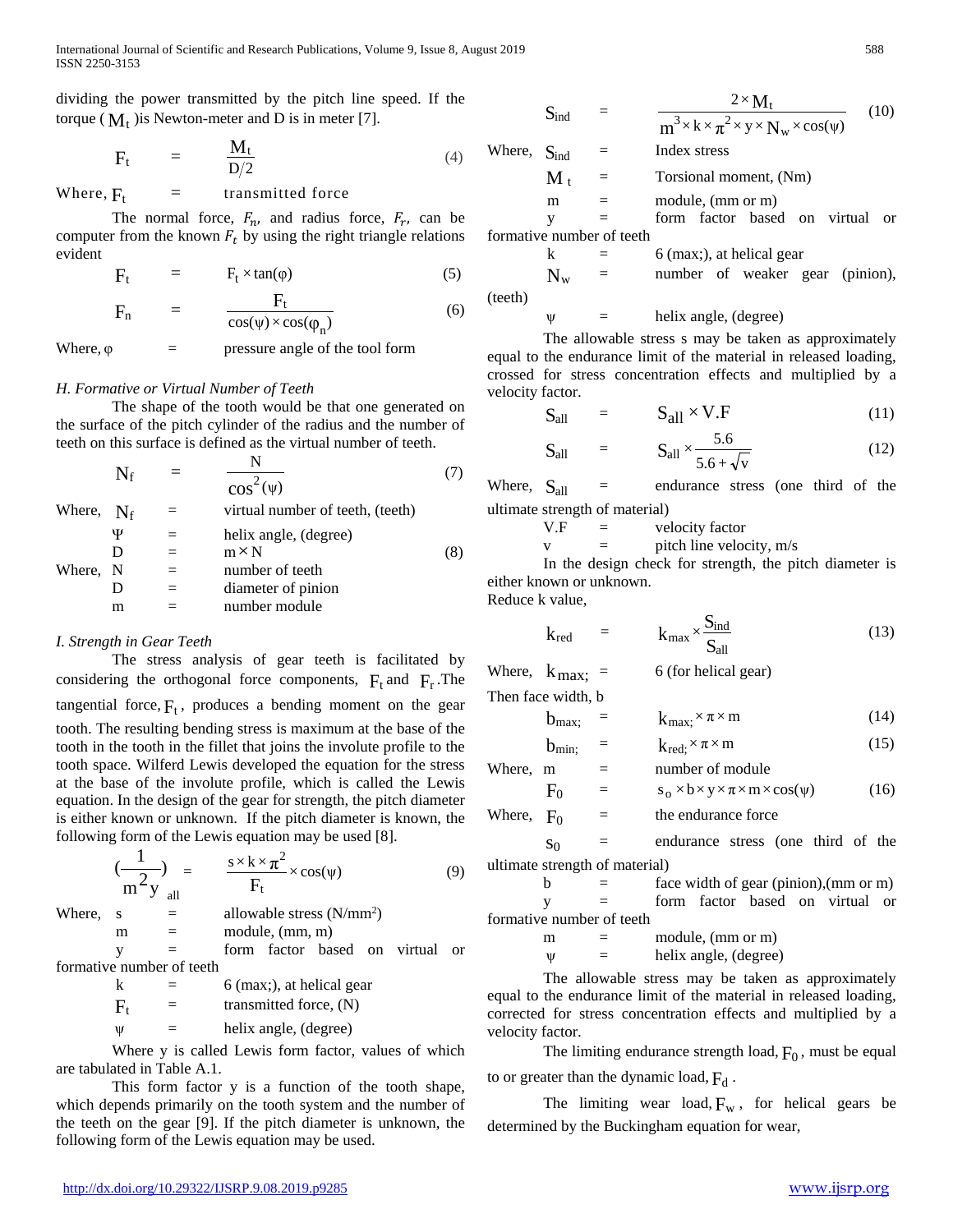dividing the power transmitted by the pitch line speed. If the torque ( $M_t$ )is Newton-meter and D is in meter [7].

$$F_t = \frac{M_t}{D/2} \tag{4}$$

Where, $F_t$ = transmitted force

The normal force, $F_n$, and radius force, $F_r$, can be computer from the known $F_t$ by using the right triangle relations evident

$$F_t = F_t \times \tan(\varphi) \tag{5}$$

$$F_n = \frac{F_t}{\cos(\psi) \times \cos(\varphi_n)} \tag{6}$$

Where, $\varphi$ = pressure angle of the tool form

*H. Formative or Virtual Number of Teeth*

The shape of the tooth would be that one generated on the surface of the pitch cylinder of the radius and the number of teeth on this surface is defined as the virtual number of teeth.

$$N_f = \frac{N}{\cos^2(\psi)} \tag{7}$$

Where, $N_f$ = virtual number of teeth, (teeth)

$\Psi$ = helix angle, (degree)

$$D = m \times N \tag{8}$$

Where, N = number of teeth

D = diameter of pinion

m = number module

*I. Strength in Gear Teeth*

The stress analysis of gear teeth is facilitated by considering the orthogonal force components, $F_t$ and $F_r$. The tangential force, $F_t$, produces a bending moment on the gear tooth. The resulting bending stress is maximum at the base of the tooth in the tooth in the fillet that joins the involute profile to the tooth space. Wilferd Lewis developed the equation for the stress at the base of the involute profile, which is called the Lewis equation. In the design of the gear for strength, the pitch diameter is either known or unknown. If the pitch diameter is known, the following form of the Lewis equation may be used [8].

$$\left(\frac{1}{m^2 y}\right)_{all} = \frac{s \times k \times \pi^2}{F_t} \times \cos(\psi) \tag{9}$$

Where, s = allowable stress (N/mm²)

m = module, (mm, m)

y = form factor based on virtual or formative number of teeth

k = 6 (max;), at helical gear

$F_t$ = transmitted force, (N)

$\psi$ = helix angle, (degree)

Where y is called Lewis form factor, values of which are tabulated in Table A.1.

This form factor y is a function of the tooth shape, which depends primarily on the tooth system and the number of the teeth on the gear [9]. If the pitch diameter is unknown, the following form of the Lewis equation may be used.

$$S_{ind} = \frac{2 \times M_t}{m^3 \times k \times \pi^2 \times y \times N_w \times \cos(\psi)} \tag{10}$$

Where, $S_{ind}$ = Index stress

$M_t$ = Torsional moment, (Nm)

m = module, (mm or m)

y = form factor based on virtual or formative number of teeth

k = 6 (max;), at helical gear

$N_w$ = number of weaker gear (pinion), (teeth)

$\psi$ = helix angle, (degree)

The allowable stress s may be taken as approximately equal to the endurance limit of the material in released loading, crossed for stress concentration effects and multiplied by a velocity factor.

$$S_{all} = S_{all} \times V.F \tag{11}$$

$$S_{all} = S_{all} \times \frac{5.6}{5.6 + \sqrt{v}} \tag{12}$$

Where, $S_{all}$ = endurance stress (one third of the ultimate strength of material)

V.F = velocity factor

v = pitch line velocity, m/s

In the design check for strength, the pitch diameter is either known or unknown.

Reduce k value,

$$k_{red} = k_{max} \times \frac{S_{ind}}{S_{all}} \tag{13}$$

Where, $k_{max;}$ = 6 (for helical gear)

Then face width, b

$$b_{max;} = k_{max;} \times \pi \times m \tag{14}$$

$$b_{min;} = k_{red;} \times \pi \times m \tag{15}$$

Where, m = number of module

$$F_0 = s_o \times b \times y \times \pi \times m \times \cos(\psi) \tag{16}$$

Where, $F_0$ = the endurance force

$s_0$ = endurance stress (one third of the ultimate strength of material)

b = face width of gear (pinion),(mm or m)

y = form factor based on virtual or formative number of teeth

m = module, (mm or m)

$\psi$ = helix angle, (degree)

The allowable stress may be taken as approximately equal to the endurance limit of the material in released loading, corrected for stress concentration effects and multiplied by a velocity factor.

The limiting endurance strength load, $F_0$, must be equal to or greater than the dynamic load, $F_d$.

The limiting wear load, $F_w$, for helical gears be determined by the Buckingham equation for wear,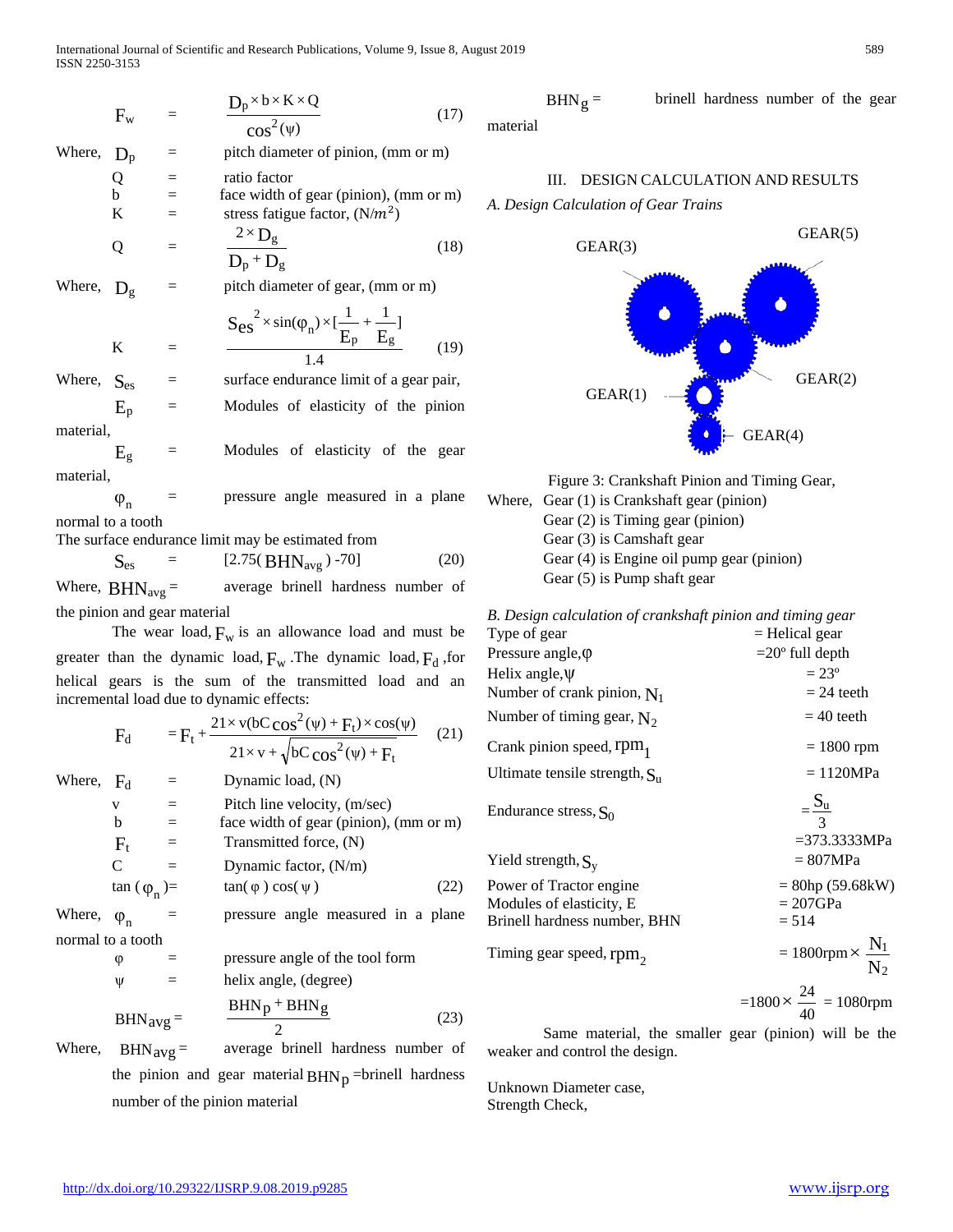$$F_w = \frac{D_p \times b \times K \times Q}{\cos^2(\psi)} \quad (17)$$

Where, $D_p$ = pitch diameter of pinion, (mm or m)

$Q$ = ratio factor

$b$ = face width of gear (pinion), (mm or m)

$K$ = stress fatigue factor, $(N/m^2)$

$$Q = \frac{2 \times D_g}{D_p + D_g} \quad (18)$$

Where, $D_g$ = pitch diameter of gear, (mm or m)

$$K = \frac{S_{es}^2 \times \sin(\varphi_n) \times [\frac{1}{E_p} + \frac{1}{E_g}]}{1.4} \quad (19)$$

Where, $S_{es}$ = surface endurance limit of a gear pair,

$E_p$ = Modules of elasticity of the pinion material,

$E_g$ = Modules of elasticity of the gear material,

$\varphi_n$ = pressure angle measured in a plane normal to a tooth

The surface endurance limit may be estimated from

$$S_{es} = [2.75(BHN_{avg}) - 70] \quad (20)$$

Where, $BHN_{avg}$ = average brinell hardness number of the pinion and gear material

The wear load, $F_w$ is an allowance load and must be greater than the dynamic load, $F_w$ .The dynamic load, $F_d$ ,for helical gears is the sum of the transmitted load and an incremental load due to dynamic effects:

$$F_d = F_t + \frac{21 \times v(bC\cos^2(\psi) + F_t) \times \cos(\psi)}{21 \times v + \sqrt{bC\cos^2(\psi) + F_t}} \quad (21)$$

Where, $F_d$ = Dynamic load, (N)

$v$ = Pitch line velocity, (m/sec)

$b$ = face width of gear (pinion), (mm or m)

$F_t$ = Transmitted force, (N)

$C$ = Dynamic factor, (N/m)

$$\tan(\varphi_n) = \tan(\varphi)\cos(\psi) \quad (22)$$

Where, $\varphi_n$ = pressure angle measured in a plane normal to a tooth

$\varphi$ = pressure angle of the tool form

$\psi$ = helix angle, (degree)

$$BHN_{avg} = \frac{BHN_p + BHN_g}{2} \quad (23)$$

Where, $BHN_{avg}$ = average brinell hardness number of the pinion and gear material $BHN_p$ =brinell hardness number of the pinion material

$BHN_g$ = brinell hardness number of the gear material

## III. DESIGN CALCULATION AND RESULTS

### *A. Design Calculation of Gear Trains*

Figure 3: Crankshaft Pinion and Timing Gear,

Where, Gear (1) is Crankshaft gear (pinion)

Gear (2) is Timing gear (pinion)

Gear (3) is Camshaft gear

Gear (4) is Engine oil pump gear (pinion)

Gear (5) is Pump shaft gear

### *B. Design calculation of crankshaft pinion and timing gear*

| | |
|---|---|
| Type of gear | = Helical gear |
| Pressure angle, $\varphi$ | =20º full depth |
| Helix angle, $\psi$ | = 23º |
| Number of crank pinion, $N_1$ | = 24 teeth |
| Number of timing gear, $N_2$ | = 40 teeth |
| Crank pinion speed, $rpm_1$ | = 1800 rpm |
| Ultimate tensile strength, $S_u$ | = 1120MPa |
| Endurance stress, $S_0$ | $= \frac{S_u}{3}$ =373.3333MPa |
| Yield strength, $S_y$ | = 807MPa |
| Power of Tractor engine | = 80hp (59.68kW) |
| Modules of elasticity, E | = 207GPa |
| Brinell hardness number, BHN | = 514 |
| Timing gear speed, $rpm_2$ | $= 1800\text{rpm} \times \frac{N_1}{N_2}$ |

$$= 1800 \times \frac{24}{40} = 1080\text{rpm}$$

Same material, the smaller gear (pinion) will be the weaker and control the design.

Unknown Diameter case,

Strength Check,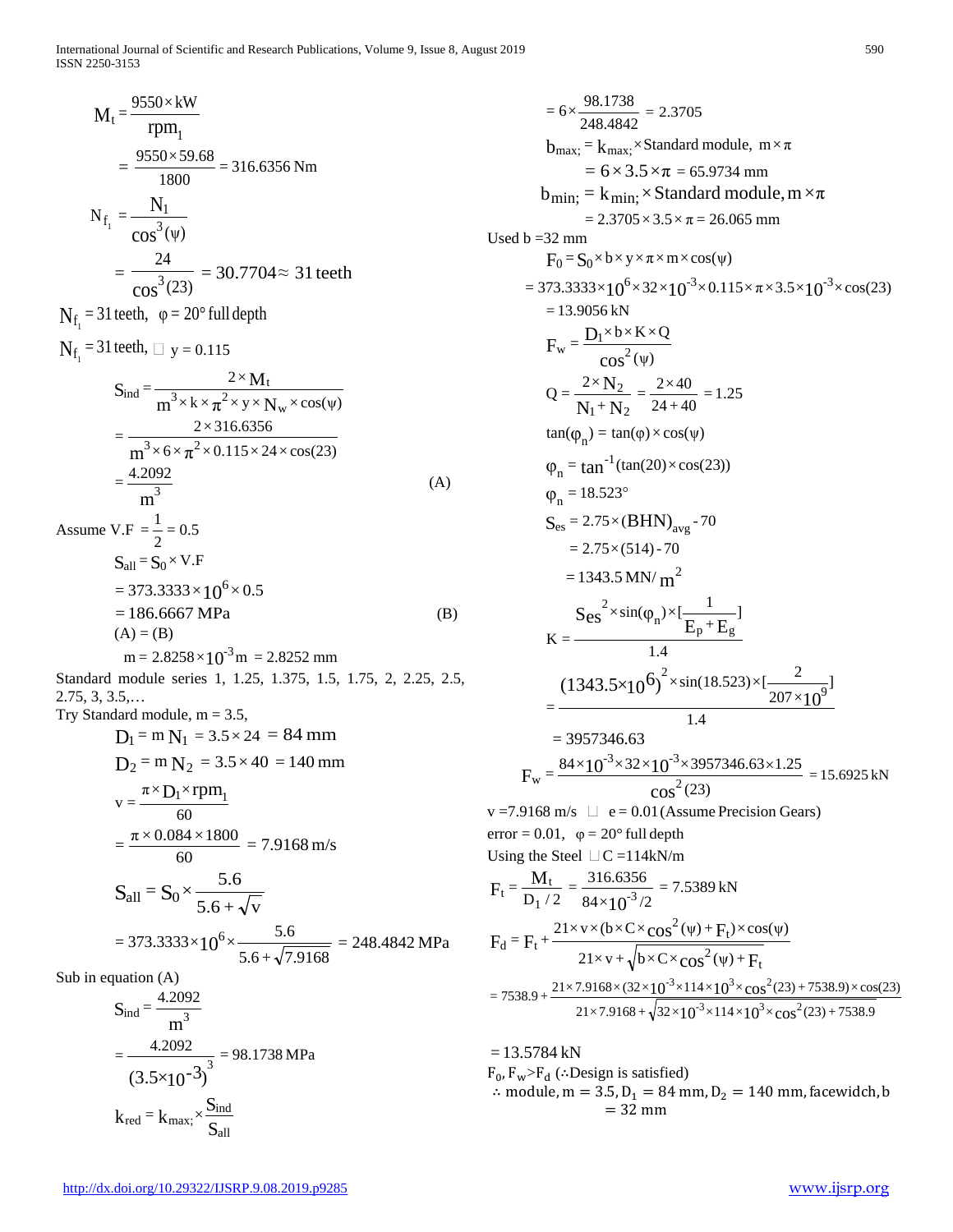$$M_t = \frac{9550 \times kW}{rpm_1}$$

$$= \frac{9550 \times 59.68}{1800} = 316.6356 \text{ Nm}$$

$$N_{f_1} = \frac{N_1}{\cos^3(\psi)}$$

$$= \frac{24}{\cos^3(23)} = 30.7704 \approx 31 \text{ teeth}$$

$N_{f_1} = 31$ teeth, $\varphi = 20°$ full depth

$N_{f_1} = 31$ teeth, $\square$ $y = 0.115$

$$S_{ind} = \frac{2 \times M_t}{m^3 \times k \times \pi^2 \times y \times N_w \times \cos(\psi)}$$

$$= \frac{2 \times 316.6356}{m^3 \times 6 \times \pi^2 \times 0.115 \times 24 \times \cos(23)}$$

$$= \frac{4.2092}{m^3} \quad \text{(A)}$$

Assume V.F $= \frac{1}{2} = 0.5$

$$S_{all} = S_0 \times V.F$$

$$= 373.3333 \times 10^6 \times 0.5$$

$$= 186.6667 \text{ MPa} \quad \text{(B)}$$

(A) = (B)

$$m = 2.8258 \times 10^{-3} \text{m} = 2.8252 \text{ mm}$$

Standard module series 1, 1.25, 1.375, 1.5, 1.75, 2, 2.25, 2.5, 2.75, 3, 3.5,…

Try Standard module, m = 3.5,

$$D_1 = m\, N_1 = 3.5 \times 24 = 84 \text{ mm}$$

$$D_2 = m\, N_2 = 3.5 \times 40 = 140 \text{ mm}$$

$$v = \frac{\pi \times D_1 \times rpm_1}{60}$$

$$= \frac{\pi \times 0.084 \times 1800}{60} = 7.9168 \text{ m/s}$$

$$S_{all} = S_0 \times \frac{5.6}{5.6 + \sqrt{v}}$$

$$= 373.3333 \times 10^6 \times \frac{5.6}{5.6 + \sqrt{7.9168}} = 248.4842 \text{ MPa}$$

Sub in equation (A)

$$S_{ind} = \frac{4.2092}{m^3}$$

$$= \frac{4.2092}{(3.5 \times 10^{-3})^3} = 98.1738 \text{ MPa}$$

$$k_{red} = k_{max;} \times \frac{S_{ind}}{S_{all}}$$

$$= 6 \times \frac{98.1738}{248.4842} = 2.3705$$

$b_{max;} = k_{max;} \times$ Standard module, $m \times \pi$

$$= 6 \times 3.5 \times \pi = 65.9734 \text{ mm}$$

$b_{min;} = k_{min;} \times$ Standard module, $m \times \pi$

$$= 2.3705 \times 3.5 \times \pi = 26.065 \text{ mm}$$

Used b =32 mm

$$F_0 = S_0 \times b \times y \times \pi \times m \times \cos(\psi)$$

$$= 373.3333 \times 10^6 \times 32 \times 10^{-3} \times 0.115 \times \pi \times 3.5 \times 10^{-3} \times \cos(23)$$

$$= 13.9056 \text{ kN}$$

$$F_w = \frac{D_1 \times b \times K \times Q}{\cos^2(\psi)}$$

$$Q = \frac{2 \times N_2}{N_1 + N_2} = \frac{2 \times 40}{24 + 40} = 1.25$$

$$\tan(\varphi_n) = \tan(\varphi) \times \cos(\psi)$$

$$\varphi_n = \tan^{-1}(\tan(20) \times \cos(23))$$

$$\varphi_n = 18.523°$$

$$S_{es} = 2.75 \times (BHN)_{avg} - 70$$

$$= 2.75 \times (514) - 70$$

$$= 1343.5 \text{ MN/m}^2$$

$$K = \frac{Ses^2 \times \sin(\varphi_n) \times [\frac{1}{E_p + E_g}]}{1.4}$$

$$= \frac{(1343.5 \times 10^6)^2 \times \sin(18.523) \times [\frac{2}{207 \times 10^9}]}{1.4}$$

$$= 3957346.63$$

$$F_w = \frac{84 \times 10^{-3} \times 32 \times 10^{-3} \times 3957346.63 \times 1.25}{\cos^2(23)} = 15.6925 \text{ kN}$$

v =7.9168 m/s $\square$ e = 0.01 (Assume Precision Gears)

error = 0.01, $\varphi = 20°$ full depth

Using the Steel $\square$ C =114kN/m

$$F_t = \frac{M_t}{D_1/2} = \frac{316.6356}{84 \times 10^{-3}/2} = 7.5389 \text{ kN}$$

$$F_d = F_t + \frac{21 \times v \times (b \times C \times \cos^2(\psi) + F_t) \times \cos(\psi)}{21 \times v + \sqrt{b \times C \times \cos^2(\psi) + F_t}}$$

$$= 7538.9 + \frac{21 \times 7.9168 \times (32 \times 10^{-3} \times 114 \times 10^3 \times \cos^2(23) + 7538.9) \times \cos(23)}{21 \times 7.9168 + \sqrt{32 \times 10^{-3} \times 114 \times 10^3 \times \cos^2(23) + 7538.9}}$$

$$= 13.5784 \text{ kN}$$

$F_0, F_w > F_d$ (∴Design is satisfied)

∴ module, $m = 3.5$, $D_1 = 84$ mm, $D_2 = 140$ mm, facewidch, $b = 32$ mm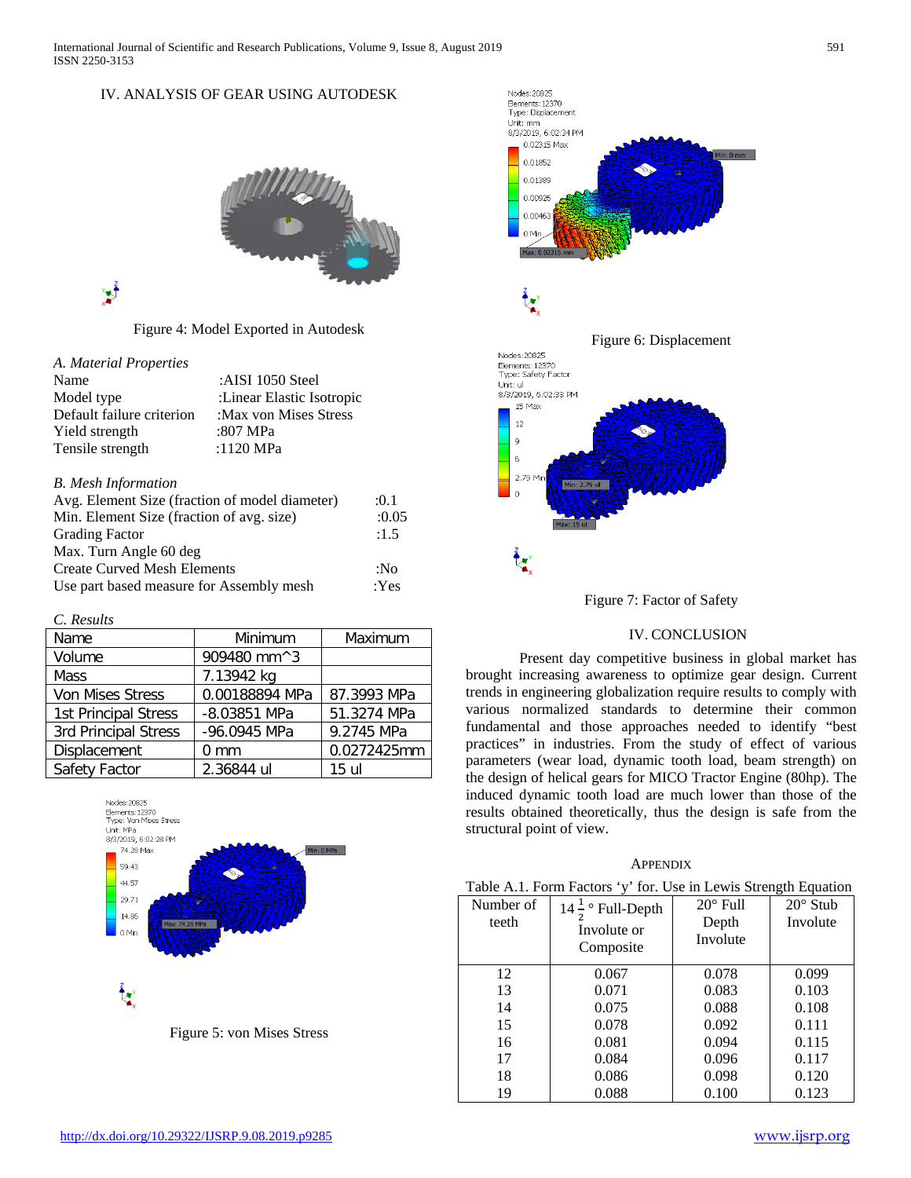## IV. ANALYSIS OF GEAR USING AUTODESK

Figure 4: Model Exported in Autodesk

### *A. Material Properties*

| | |
|---|---|
| Name | :AISI 1050 Steel |
| Model type | :Linear Elastic Isotropic |
| Default failure criterion | :Max von Mises Stress |
| Yield strength | :807 MPa |
| Tensile strength | :1120 MPa |

### *B. Mesh Information*

| | |
|---|---|
| Avg. Element Size (fraction of model diameter) | :0.1 |
| Min. Element Size (fraction of avg. size) | :0.05 |
| Grading Factor | :1.5 |
| Max. Turn Angle 60 deg | |
| Create Curved Mesh Elements | :No |
| Use part based measure for Assembly mesh | :Yes |

### *C. Results*

| Name | Minimum | Maximum |
|---|---|---|
| Volume | 909480 mm^3 | |
| Mass | 7.13942 kg | |
| Von Mises Stress | 0.00188894 MPa | 87.3993 MPa |
| 1st Principal Stress | -8.03851 MPa | 51.3274 MPa |
| 3rd Principal Stress | -96.0945 MPa | 9.2745 MPa |
| Displacement | 0 mm | 0.0272425mm |
| Safety Factor | 2.36844 ul | 15 ul |

Figure 5: von Mises Stress

Figure 6: Displacement

Figure 7: Factor of Safety

## IV. CONCLUSION

Present day competitive business in global market has brought increasing awareness to optimize gear design. Current trends in engineering globalization require results to comply with various normalized standards to determine their common fundamental and those approaches needed to identify "best practices" in industries. From the study of effect of various parameters (wear load, dynamic tooth load, beam strength) on the design of helical gears for MICO Tractor Engine (80hp). The induced dynamic tooth load are much lower than those of the results obtained theoretically, thus the design is safe from the structural point of view.

## APPENDIX

Table A.1. Form Factors 'y' for. Use in Lewis Strength Equation

| Number of teeth | $14\frac{1}{2}$° Full-Depth Involute or Composite | 20° Full Depth Involute | 20° Stub Involute |
|---|---|---|---|
| 12 | 0.067 | 0.078 | 0.099 |
| 13 | 0.071 | 0.083 | 0.103 |
| 14 | 0.075 | 0.088 | 0.108 |
| 15 | 0.078 | 0.092 | 0.111 |
| 16 | 0.081 | 0.094 | 0.115 |
| 17 | 0.084 | 0.096 | 0.117 |
| 18 | 0.086 | 0.098 | 0.120 |
| 19 | 0.088 | 0.100 | 0.123 |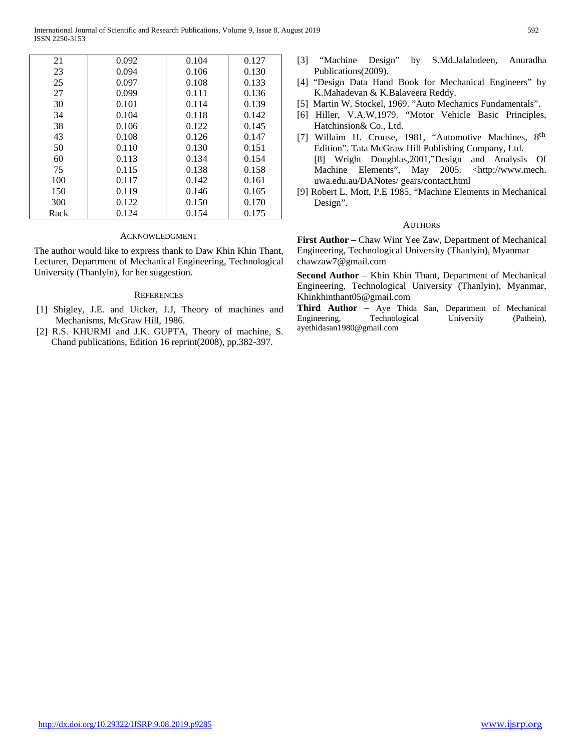| | | | |
|---|---|---|---|
| 21 | 0.092 | 0.104 | 0.127 |
| 23 | 0.094 | 0.106 | 0.130 |
| 25 | 0.097 | 0.108 | 0.133 |
| 27 | 0.099 | 0.111 | 0.136 |
| 30 | 0.101 | 0.114 | 0.139 |
| 34 | 0.104 | 0.118 | 0.142 |
| 38 | 0.106 | 0.122 | 0.145 |
| 43 | 0.108 | 0.126 | 0.147 |
| 50 | 0.110 | 0.130 | 0.151 |
| 60 | 0.113 | 0.134 | 0.154 |
| 75 | 0.115 | 0.138 | 0.158 |
| 100 | 0.117 | 0.142 | 0.161 |
| 150 | 0.119 | 0.146 | 0.165 |
| 300 | 0.122 | 0.150 | 0.170 |
| Rack | 0.124 | 0.154 | 0.175 |

## ACKNOWLEDGMENT

The author would like to express thank to Daw Khin Khin Thant, Lecturer, Department of Mechanical Engineering, Technological University (Thanlyin), for her suggestion.

## REFERENCES

[1] Shigley, J.E. and Uicker, J.J, Theory of machines and Mechanisms, McGraw Hill, 1986.

[2] R.S. KHURMI and J.K. GUPTA, Theory of machine, S. Chand publications, Edition 16 reprint(2008), pp.382-397.

[3] "Machine Design" by S.Md.Jalaludeen, Anuradha Publications(2009).

[4] "Design Data Hand Book for Mechanical Engineers" by K.Mahadevan & K.Balaveera Reddy.

[5] Martin W. Stockel, 1969. "Auto Mechanics Fundamentals".

[6] Hiller, V.A.W,1979. "Motor Vehicle Basic Principles, Hatchinsion& Co., Ltd.

[7] Willaim H. Crouse, 1981, "Automotive Machines, 8th Edition". Tata McGraw Hill Publishing Company, Ltd.

[8] Wright Doughlas,2001,"Design and Analysis Of Machine Elements", May 2005. <http://www.mech.uwa.edu.au/DANotes/ gears/contact,html

[9] Robert L. Mott, P.E 1985, "Machine Elements in Mechanical Design".

## AUTHORS

**First Author** – Chaw Wint Yee Zaw, Department of Mechanical Engineering, Technological University (Thanlyin), Myanmar chawzaw7@gmail.com

**Second Author** – Khin Khin Thant, Department of Mechanical Engineering, Technological University (Thanlyin), Myanmar, Khinkhinthant05@gmail.com

**Third Author** – Aye Thida San, Department of Mechanical Engineering, Technological University (Pathein), ayethidasan1980@gmail.com